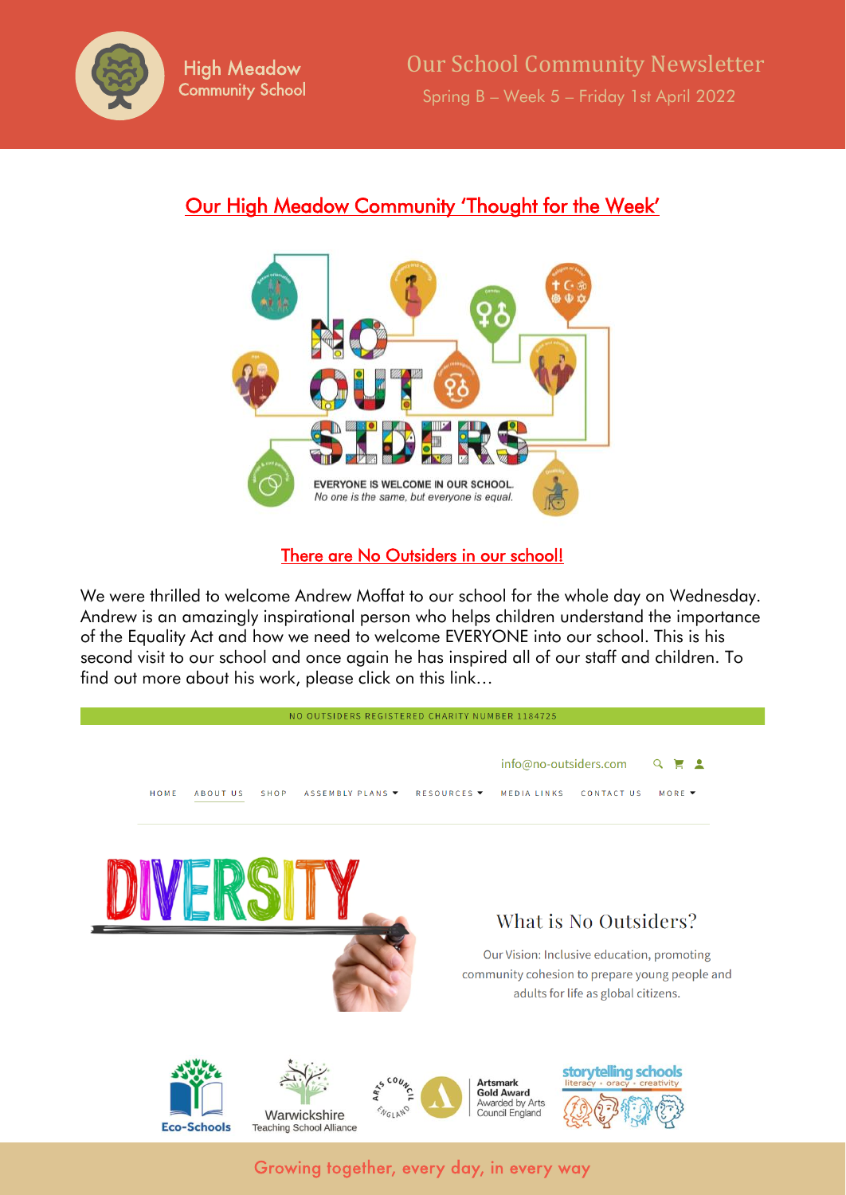# High Meadow Community School

## Our School Community Newsletter

Spring B – Week 5 – Friday 1st April 2022

## Our High Meadow Community 'Thought for the Week'

NO OUTSIDERS

EVERYONE IS WELCOME IN OUR SCHOOL.

*No one is the same, but everyone is equal.*

### There are No Outsiders in our school!

We were thrilled to welcome Andrew Moffat to our school for the whole day on Wednesday. Andrew is an amazingly inspirational person who helps children understand the importance of the Equality Act and how we need to welcome EVERYONE into our school. This is his second visit to our school and once again he has inspired all of our staff and children. To find out more about his work, please click on this link…

NO OUTSIDERS REGISTERED CHARITY NUMBER 1184725

info@no-outsiders.com

HOME ABOUT US SHOP ASSEMBLY PLANS RESOURCES MEDIA LINKS CONTACT US MORE

DIVERSITY

What is No Outsiders?

Our Vision: Inclusive education, promoting community cohesion to prepare young people and adults for life as global citizens.

Eco-Schools | Warwickshire Teaching School Alliance | Artsmark Gold Award Awarded by Arts Council England | storytelling schools literacy • oracy • creativity

Growing together, every day, in every way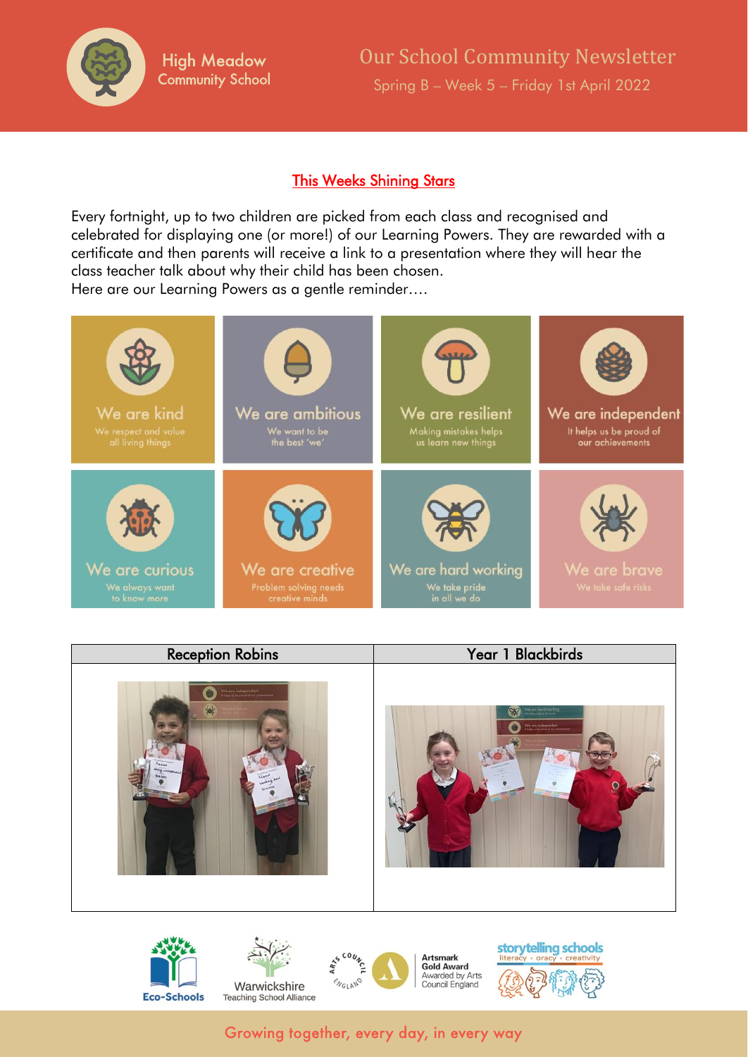## This Weeks Shining Stars

Every fortnight, up to two children are picked from each class and recognised and celebrated for displaying one (or more!) of our Learning Powers. They are rewarded with a certificate and then parents will receive a link to a presentation where they will hear the class teacher talk about why their child has been chosen.
Here are our Learning Powers as a gentle reminder….

| | | | |
|---|---|---|---|
| **We are kind** We respect and value all living things | **We are ambitious** We want to be the best 'we' | **We are resilient** Making mistakes helps us learn new things | **We are independent** It helps us be proud of our achievements |
| **We are curious** We always want to know more | **We are creative** Problem solving needs creative minds | **We are hard working** We take pride in all we do | **We are brave** We take safe risks |

| Reception Robins | Year 1 Blackbirds |
|---|---|
| | |

Growing together, every day, in every way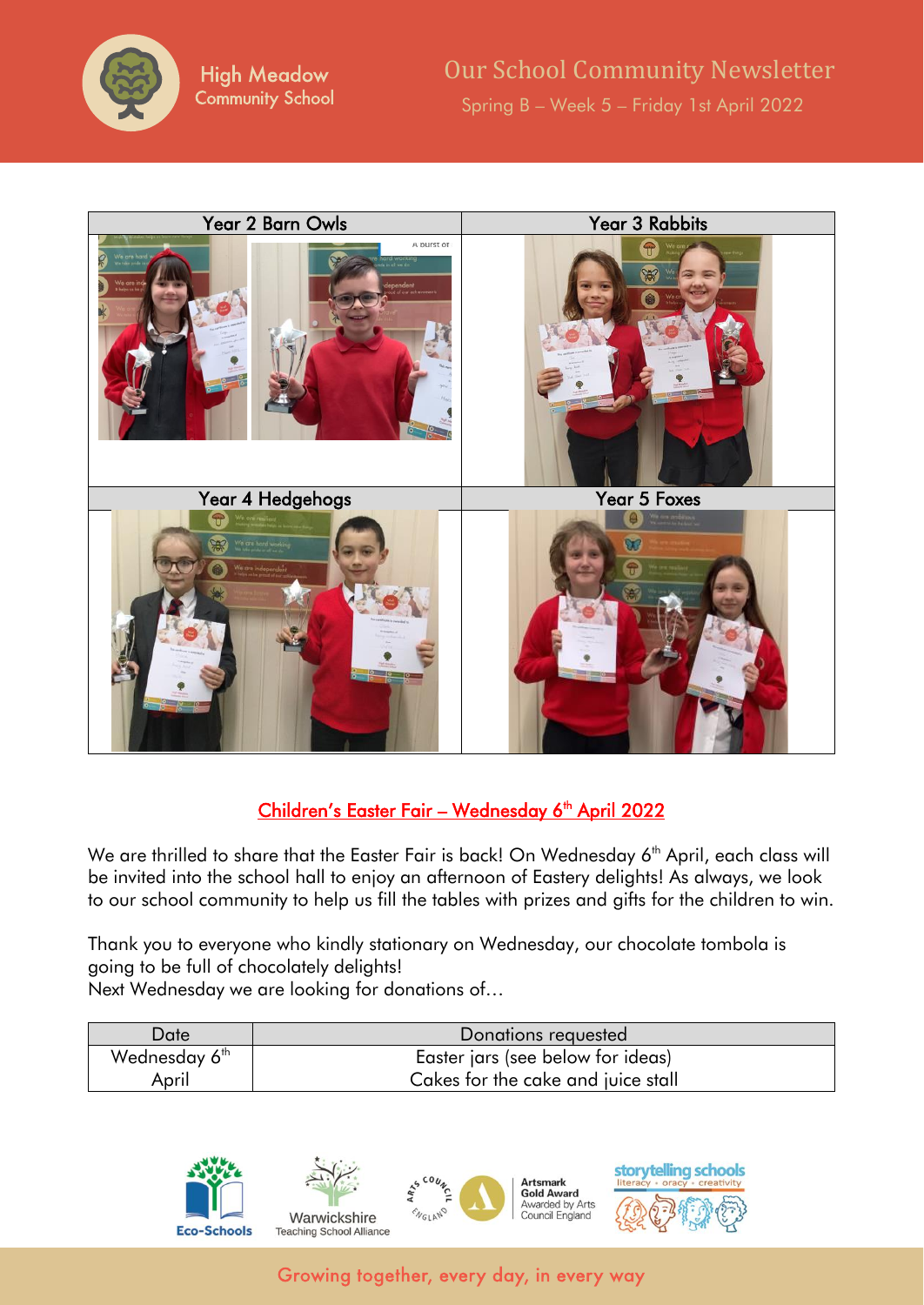| Year 2 Barn Owls | Year 3 Rabbits |
|---|---|
| | |
| **Year 4 Hedgehogs** | **Year 5 Foxes** |
| | |

## Children's Easter Fair – Wednesday 6th April 2022

We are thrilled to share that the Easter Fair is back! On Wednesday 6th April, each class will be invited into the school hall to enjoy an afternoon of Eastery delights! As always, we look to our school community to help us fill the tables with prizes and gifts for the children to win.

Thank you to everyone who kindly stationary on Wednesday, our chocolate tombola is going to be full of chocolately delights!
Next Wednesday we are looking for donations of…

| Date | Donations requested |
|---|---|
| Wednesday 6th April | Easter jars (see below for ideas)<br>Cakes for the cake and juice stall |

Growing together, every day, in every way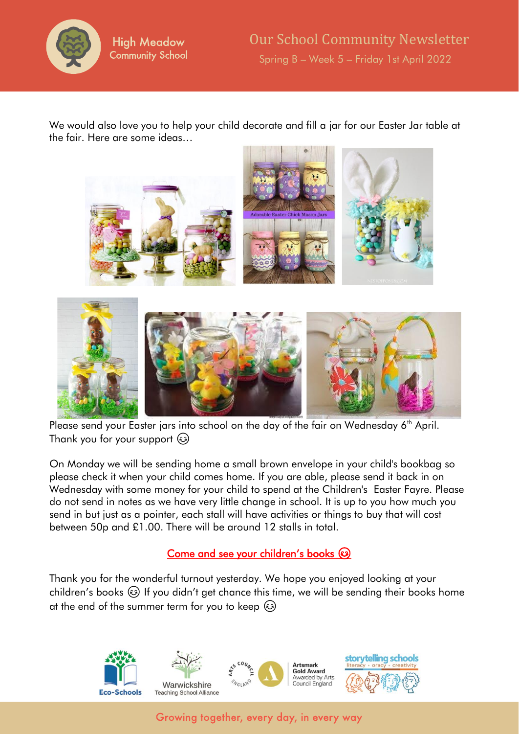We would also love you to help your child decorate and fill a jar for our Easter Jar table at the fair. Here are some ideas…

Please send your Easter jars into school on the day of the fair on Wednesday 6th April. Thank you for your support 😊

On Monday we will be sending home a small brown envelope in your child's bookbag so please check it when your child comes home. If you are able, please send it back in on Wednesday with some money for your child to spend at the Children's Easter Fayre. Please do not send in notes as we have very little change in school. It is up to you how much you send in but just as a pointer, each stall will have activities or things to buy that will cost between 50p and £1.00. There will be around 12 stalls in total.

## Come and see your children's books 😊

Thank you for the wonderful turnout yesterday. We hope you enjoyed looking at your children's books 😊 If you didn't get chance this time, we will be sending their books home at the end of the summer term for you to keep 😊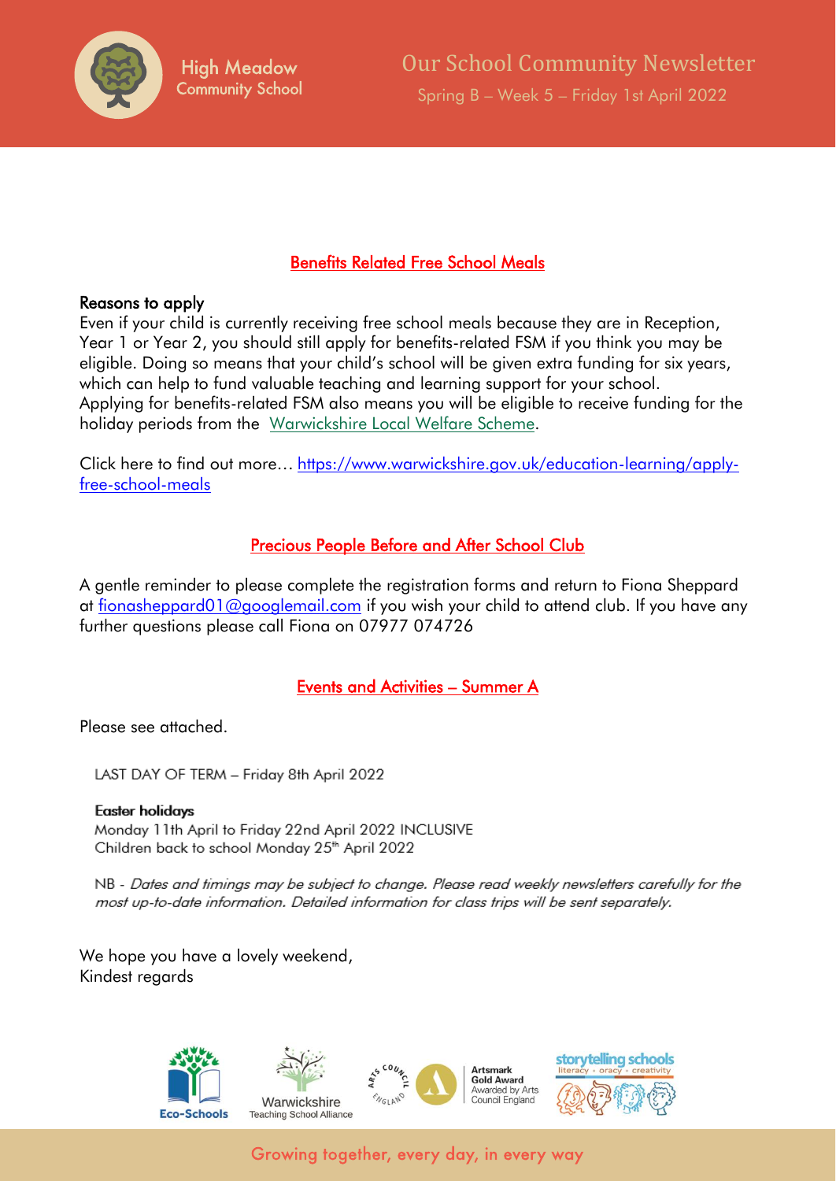## Benefits Related Free School Meals

**Reasons to apply**

Even if your child is currently receiving free school meals because they are in Reception, Year 1 or Year 2, you should still apply for benefits-related FSM if you think you may be eligible. Doing so means that your child's school will be given extra funding for six years, which can help to fund valuable teaching and learning support for your school.
Applying for benefits-related FSM also means you will be eligible to receive funding for the holiday periods from the Warwickshire Local Welfare Scheme.

Click here to find out more… https://www.warwickshire.gov.uk/education-learning/apply-free-school-meals

## Precious People Before and After School Club

A gentle reminder to please complete the registration forms and return to Fiona Sheppard at fionasheppard01@googlemail.com if you wish your child to attend club. If you have any further questions please call Fiona on 07977 074726

## Events and Activities – Summer A

Please see attached.

LAST DAY OF TERM – Friday 8th April 2022

**Easter holidays**
Monday 11th April to Friday 22nd April 2022 INCLUSIVE
Children back to school Monday 25th April 2022

NB - *Dates and timings may be subject to change. Please read weekly newsletters carefully for the most up-to-date information. Detailed information for class trips will be sent separately.*

We hope you have a lovely weekend,
Kindest regards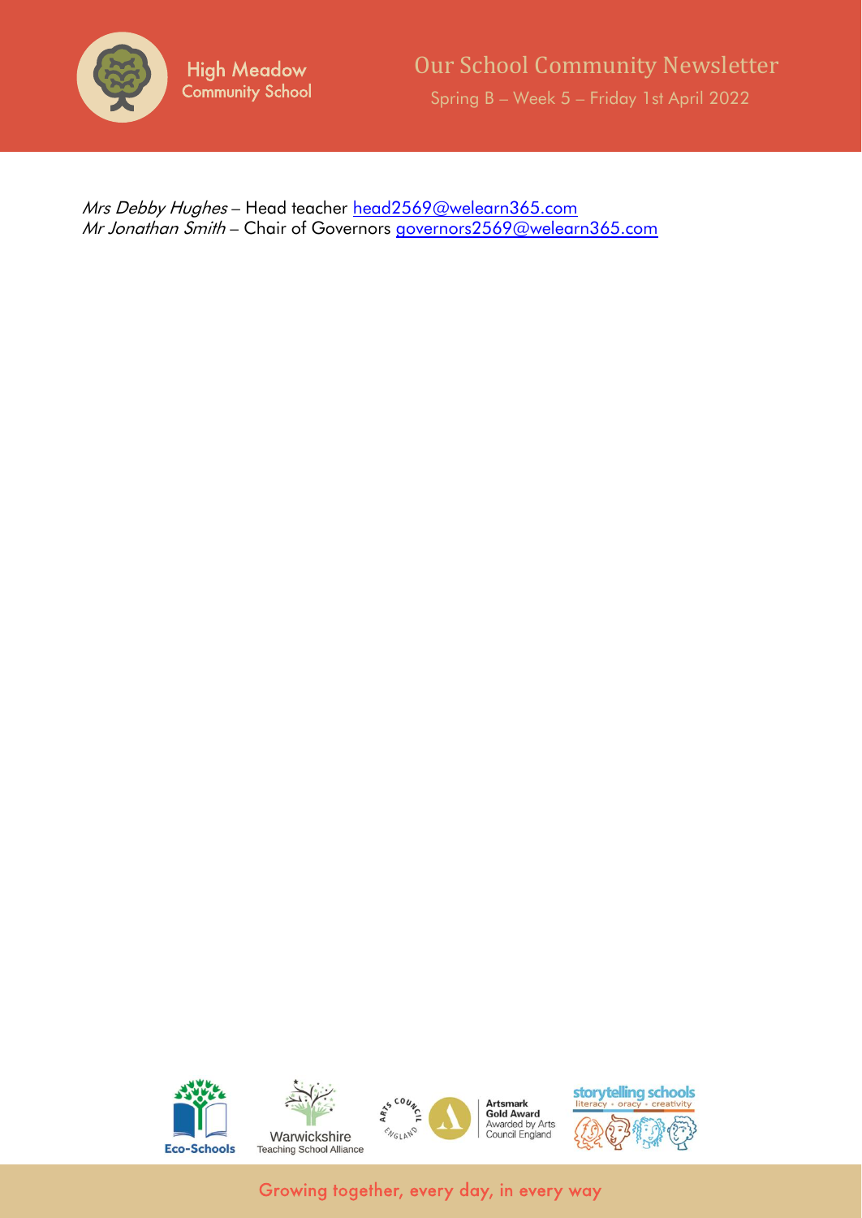*Mrs Debby Hughes* – Head teacher head2569@welearn365.com
*Mr Jonathan Smith* – Chair of Governors governors2569@welearn365.com